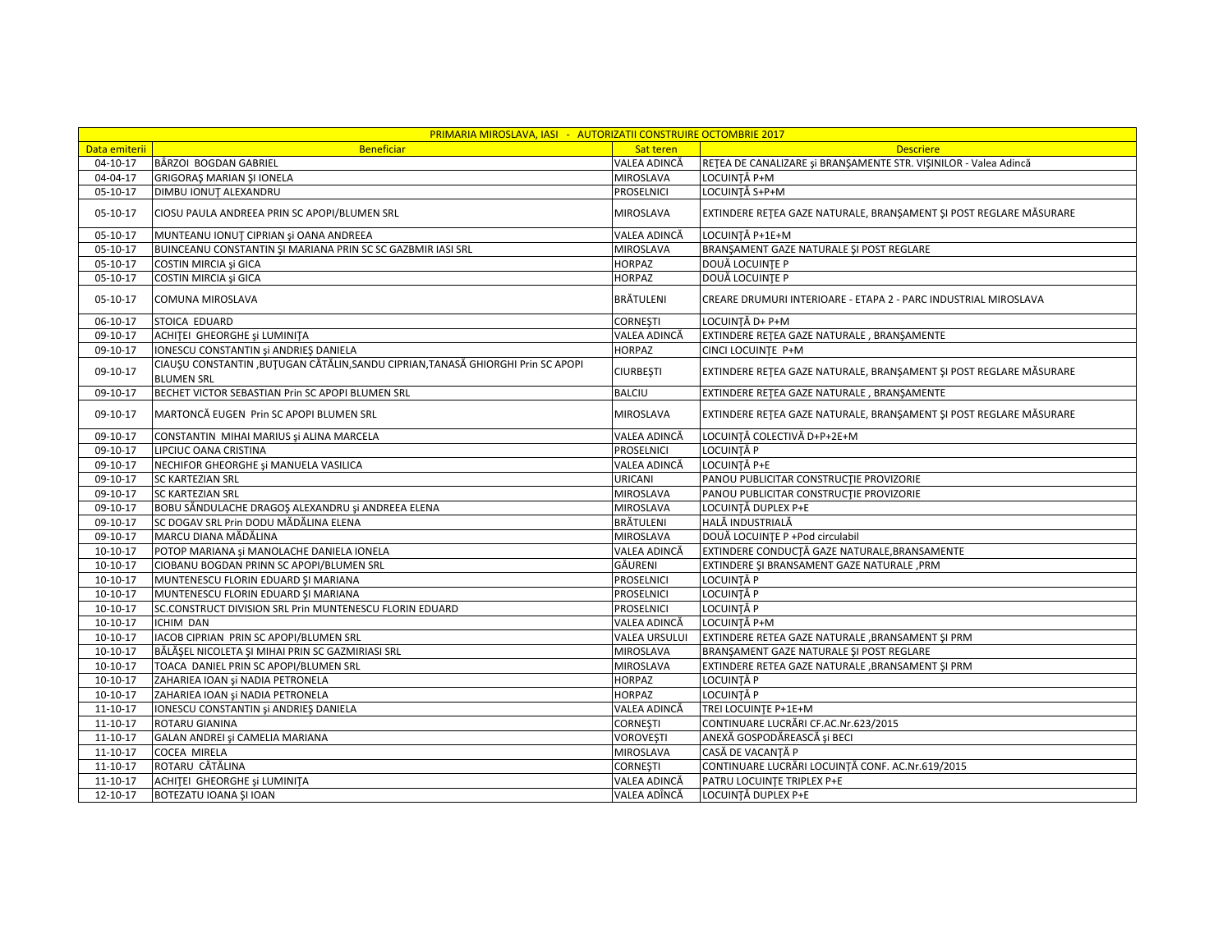| PRIMARIA MIROSLAVA, IASI - AUTORIZATII CONSTRUIRE OCTOMBRIE 2017 | | | |
|---|---|---|---|
| Data emiterii | Beneficiar | Sat teren | Descriere |
| 04-10-17 | BÂRZOI BOGDAN GABRIEL | VALEA ADINCĂ | REŢEA DE CANALIZARE şi BRANŞAMENTE STR. VIŞINILOR - Valea Adincă |
| 04-04-17 | GRIGORAŞ MARIAN ŞI IONELA | MIROSLAVA | LOCUINŢĂ P+M |
| 05-10-17 | DIMBU IONUŢ ALEXANDRU | PROSELNICI | LOCUINŢĂ S+P+M |
| 05-10-17 | CIOSU PAULA ANDREEA PRIN SC APOPI/BLUMEN SRL | MIROSLAVA | EXTINDERE REŢEA GAZE NATURALE, BRANŞAMENT ŞI POST REGLARE MĂSURARE |
| 05-10-17 | MUNTEANU IONUŢ CIPRIAN şi OANA ANDREEA | VALEA ADINCĂ | LOCUINŢĂ P+1E+M |
| 05-10-17 | BUINCEANU CONSTANTIN ŞI MARIANA PRIN SC SC GAZBMIR IASI SRL | MIROSLAVA | BRANŞAMENT GAZE NATURALE ŞI POST REGLARE |
| 05-10-17 | COSTIN MIRCIA şi GICA | HORPAZ | DOUĂ LOCUINŢE P |
| 05-10-17 | COSTIN MIRCIA şi GICA | HORPAZ | DOUĂ LOCUINŢE P |
| 05-10-17 | COMUNA MIROSLAVA | BRĂTULENI | CREARE DRUMURI INTERIOARE - ETAPA 2 - PARC INDUSTRIAL MIROSLAVA |
| 06-10-17 | STOICA EDUARD | CORNEŞTI | LOCUINŢĂ D+ P+M |
| 09-10-17 | ACHIŢEI GHEORGHE şi LUMINIŢA | VALEA ADINCĂ | EXTINDERE REŢEA GAZE NATURALE , BRANŞAMENTE |
| 09-10-17 | IONESCU CONSTANTIN şi ANDRIEŞ DANIELA | HORPAZ | CINCI LOCUINŢE P+M |
| 09-10-17 | CIAUŞU CONSTANTIN ,BUŢUGAN CĂTĂLIN,SANDU CIPRIAN,TANASĂ GHIORGHI Prin SC APOPI BLUMEN SRL | CIURBEŞTI | EXTINDERE REŢEA GAZE NATURALE, BRANŞAMENT ŞI POST REGLARE MĂSURARE |
| 09-10-17 | BECHET VICTOR SEBASTIAN Prin SC APOPI BLUMEN SRL | BALCIU | EXTINDERE REŢEA GAZE NATURALE , BRANŞAMENTE |
| 09-10-17 | MARTONCĂ EUGEN Prin SC APOPI BLUMEN SRL | MIROSLAVA | EXTINDERE REŢEA GAZE NATURALE, BRANŞAMENT ŞI POST REGLARE MĂSURARE |
| 09-10-17 | CONSTANTIN MIHAI MARIUS şi ALINA MARCELA | VALEA ADINCĂ | LOCUINŢĂ COLECTIVĂ D+P+2E+M |
| 09-10-17 | LIPCIUC OANA CRISTINA | PROSELNICI | LOCUINŢĂ P |
| 09-10-17 | NECHIFOR GHEORGHE şi MANUELA VASILICA | VALEA ADINCĂ | LOCUINŢĂ P+E |
| 09-10-17 | SC KARTEZIAN SRL | URICANI | PANOU PUBLICITAR CONSTRUCŢIE PROVIZORIE |
| 09-10-17 | SC KARTEZIAN SRL | MIROSLAVA | PANOU PUBLICITAR CONSTRUCŢIE PROVIZORIE |
| 09-10-17 | BOBU SĂNDULACHE DRAGOŞ ALEXANDRU şi ANDREEA ELENA | MIROSLAVA | LOCUINŢĂ DUPLEX P+E |
| 09-10-17 | SC DOGAV SRL Prin DODU MĂDĂLINA ELENA | BRĂTULENI | HALĂ INDUSTRIALĂ |
| 09-10-17 | MARCU DIANA MĂDĂLINA | MIROSLAVA | DOUĂ LOCUINŢE P +Pod circulabil |
| 10-10-17 | POTOP MARIANA şi MANOLACHE DANIELA IONELA | VALEA ADINCĂ | EXTINDERE CONDUCŢĂ GAZE NATURALE,BRANSAMENTE |
| 10-10-17 | CIOBANU BOGDAN PRINN SC APOPI/BLUMEN SRL | GĂURENI | EXTINDERE ŞI BRANSAMENT GAZE NATURALE ,PRM |
| 10-10-17 | MUNTENESCU FLORIN EDUARD ŞI MARIANA | PROSELNICI | LOCUINŢĂ P |
| 10-10-17 | MUNTENESCU FLORIN EDUARD ŞI MARIANA | PROSELNICI | LOCUINŢĂ P |
| 10-10-17 | SC.CONSTRUCT DIVISION SRL Prin MUNTENESCU FLORIN EDUARD | PROSELNICI | LOCUINŢĂ P |
| 10-10-17 | ICHIM DAN | VALEA ADINCĂ | LOCUINŢĂ P+M |
| 10-10-17 | IACOB CIPRIAN PRIN SC APOPI/BLUMEN SRL | VALEA URSULUI | EXTINDERE RETEA GAZE NATURALE ,BRANSAMENT ŞI PRM |
| 10-10-17 | BĂLĂŞEL NICOLETA ŞI MIHAI PRIN SC GAZMIRIASI SRL | MIROSLAVA | BRANŞAMENT GAZE NATURALE ŞI POST REGLARE |
| 10-10-17 | TOACA DANIEL PRIN SC APOPI/BLUMEN SRL | MIROSLAVA | EXTINDERE RETEA GAZE NATURALE ,BRANSAMENT ŞI PRM |
| 10-10-17 | ZAHARIEA IOAN şi NADIA PETRONELA | HORPAZ | LOCUINŢĂ P |
| 10-10-17 | ZAHARIEA IOAN şi NADIA PETRONELA | HORPAZ | LOCUINŢĂ P |
| 11-10-17 | IONESCU CONSTANTIN şi ANDRIEŞ DANIELA | VALEA ADINCĂ | TREI LOCUINŢE P+1E+M |
| 11-10-17 | ROTARU GIANINA | CORNEŞTI | CONTINUARE LUCRĂRI CF.AC.Nr.623/2015 |
| 11-10-17 | GALAN ANDREI şi CAMELIA MARIANA | VOROVEŞTI | ANEXĂ GOSPODĂREASCĂ şi BECI |
| 11-10-17 | COCEA MIRELA | MIROSLAVA | CASĂ DE VACANŢĂ P |
| 11-10-17 | ROTARU CĂTĂLINA | CORNEŞTI | CONTINUARE LUCRĂRI LOCUINŢĂ CONF. AC.Nr.619/2015 |
| 11-10-17 | ACHIŢEI GHEORGHE şi LUMINIŢA | VALEA ADINCĂ | PATRU LOCUINŢE TRIPLEX P+E |
| 12-10-17 | BOTEZATU IOANA ŞI IOAN | VALEA ADÎNCĂ | LOCUINŢĂ DUPLEX P+E |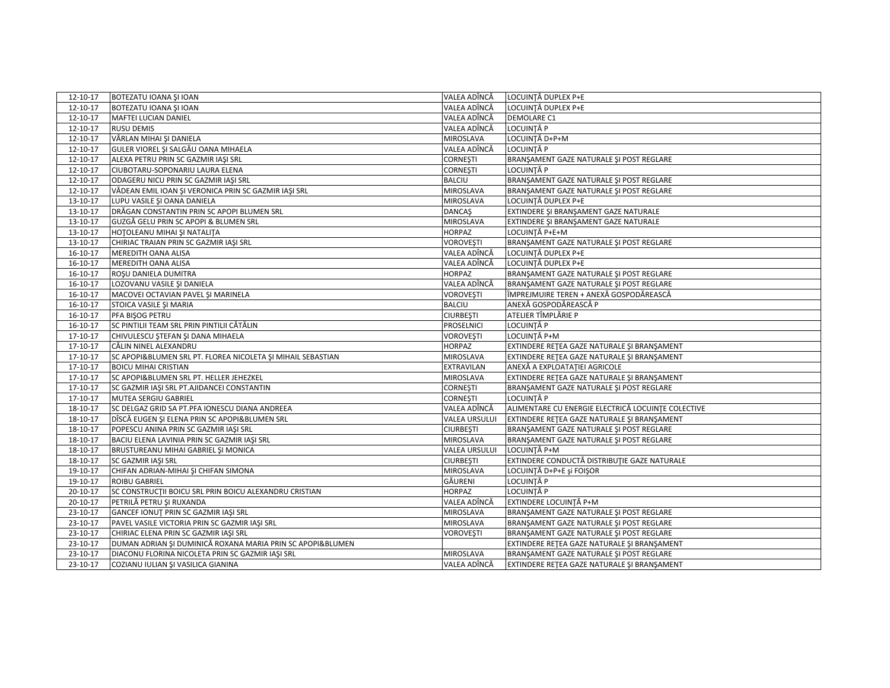| | | | |
|---|---|---|---|
| 12-10-17 | BOTEZATU IOANA ŞI IOAN | VALEA ADÎNCĂ | LOCUINŢĂ DUPLEX P+E |
| 12-10-17 | BOTEZATU IOANA ŞI IOAN | VALEA ADÎNCĂ | LOCUINŢĂ DUPLEX P+E |
| 12-10-17 | MAFTEI LUCIAN DANIEL | VALEA ADÎNCĂ | DEMOLARE C1 |
| 12-10-17 | RUSU DEMIS | VALEA ADÎNCĂ | LOCUINŢĂ P |
| 12-10-17 | VÂRLAN MIHAI ŞI DANIELA | MIROSLAVA | LOCUINŢĂ D+P+M |
| 12-10-17 | GULER VIOREL ŞI SALGĂU OANA MIHAELA | VALEA ADÎNCĂ | LOCUINŢĂ P |
| 12-10-17 | ALEXA PETRU PRIN SC GAZMIR IAŞI SRL | CORNEŞTI | BRANŞAMENT GAZE NATURALE ŞI POST REGLARE |
| 12-10-17 | CIUBOTARU-SOPONARIU LAURA ELENA | CORNEŞTI | LOCUINŢĂ P |
| 12-10-17 | ODAGERU NICU PRIN SC GAZMIR IAŞI SRL | BALCIU | BRANŞAMENT GAZE NATURALE ŞI POST REGLARE |
| 12-10-17 | VĂDEAN EMIL IOAN ŞI VERONICA PRIN SC GAZMIR IAŞI SRL | MIROSLAVA | BRANŞAMENT GAZE NATURALE ŞI POST REGLARE |
| 13-10-17 | LUPU VASILE ŞI OANA DANIELA | MIROSLAVA | LOCUINŢĂ DUPLEX P+E |
| 13-10-17 | DRĂGAN CONSTANTIN PRIN SC APOPI BLUMEN SRL | DANCAŞ | EXTINDERE ŞI BRANŞAMENT GAZE NATURALE |
| 13-10-17 | GUZGĂ GELU PRIN SC APOPI & BLUMEN SRL | MIROSLAVA | EXTINDERE ŞI BRANŞAMENT GAZE NATURALE |
| 13-10-17 | HOŢOLEANU MIHAI ŞI NATALIŢA | HORPAZ | LOCUINŢĂ P+E+M |
| 13-10-17 | CHIRIAC TRAIAN PRIN SC GAZMIR IAŞI SRL | VOROVEŞTI | BRANŞAMENT GAZE NATURALE ŞI POST REGLARE |
| 16-10-17 | MEREDITH OANA ALISA | VALEA ADÎNCĂ | LOCUINŢĂ DUPLEX P+E |
| 16-10-17 | MEREDITH OANA ALISA | VALEA ADÎNCĂ | LOCUINŢĂ DUPLEX P+E |
| 16-10-17 | ROŞU DANIELA DUMITRA | HORPAZ | BRANŞAMENT GAZE NATURALE ŞI POST REGLARE |
| 16-10-17 | LOZOVANU VASILE ŞI DANIELA | VALEA ADÎNCĂ | BRANŞAMENT GAZE NATURALE ŞI POST REGLARE |
| 16-10-17 | MACOVEI OCTAVIAN PAVEL ŞI MARINELA | VOROVEŞTI | ÎMPREJMUIRE TEREN + ANEXĂ GOSPODĂREASCĂ |
| 16-10-17 | STOICA VASILE ŞI MARIA | BALCIU | ANEXĂ GOSPODĂREASCĂ P |
| 16-10-17 | PFA BIŞOG PETRU | CIURBEŞTI | ATELIER TÎMPLĂRIE P |
| 16-10-17 | SC PINTILII TEAM SRL PRIN PINTILII CĂTĂLIN | PROSELNICI | LOCUINŢĂ P |
| 17-10-17 | CHIVULESCU ŞTEFAN ŞI DANA MIHAELA | VOROVEŞTI | LOCUINŢĂ P+M |
| 17-10-17 | CĂLIN NINEL ALEXANDRU | HORPAZ | EXTINDERE REŢEA GAZE NATURALE ŞI BRANŞAMENT |
| 17-10-17 | SC APOPI&BLUMEN SRL PT. FLOREA NICOLETA ŞI MIHAIL SEBASTIAN | MIROSLAVA | EXTINDERE REŢEA GAZE NATURALE ŞI BRANŞAMENT |
| 17-10-17 | BOICU MIHAI CRISTIAN | EXTRAVILAN | ANEXĂ A EXPLOATAŢIEI AGRICOLE |
| 17-10-17 | SC APOPI&BLUMEN SRL PT. HELLER JEHEZKEL | MIROSLAVA | EXTINDERE REŢEA GAZE NATURALE ŞI BRANŞAMENT |
| 17-10-17 | SC GAZMIR IAŞI SRL PT.AJIDANCEI CONSTANTIN | CORNEŞTI | BRANŞAMENT GAZE NATURALE ŞI POST REGLARE |
| 17-10-17 | MUTEA SERGIU GABRIEL | CORNEŞTI | LOCUINŢĂ P |
| 18-10-17 | SC DELGAZ GRID SA PT.PFA IONESCU DIANA ANDREEA | VALEA ADÎNCĂ | ALIMENTARE CU ENERGIE ELECTRICĂ LOCUINŢE COLECTIVE |
| 18-10-17 | DÎSCĂ EUGEN ŞI ELENA PRIN SC APOPI&BLUMEN SRL | VALEA URSULUI | EXTINDERE REŢEA GAZE NATURALE ŞI BRANŞAMENT |
| 18-10-17 | POPESCU ANINA PRIN SC GAZMIR IAŞI SRL | CIURBEŞTI | BRANŞAMENT GAZE NATURALE ŞI POST REGLARE |
| 18-10-17 | BACIU ELENA LAVINIA PRIN SC GAZMIR IAŞI SRL | MIROSLAVA | BRANŞAMENT GAZE NATURALE ŞI POST REGLARE |
| 18-10-17 | BRUSTUREANU MIHAI GABRIEL ŞI MONICA | VALEA URSULUI | LOCUINŢĂ P+M |
| 18-10-17 | SC GAZMIR IAŞI SRL | CIURBEŞTI | EXTINDERE CONDUCTĂ DISTRIBUŢIE GAZE NATURALE |
| 19-10-17 | CHIFAN ADRIAN-MIHAI ŞI CHIFAN SIMONA | MIROSLAVA | LOCUINŢĂ D+P+E şi FOIŞOR |
| 19-10-17 | ROIBU GABRIEL | GĂURENI | LOCUINŢĂ P |
| 20-10-17 | SC CONSTRUCŢII BOICU SRL PRIN BOICU ALEXANDRU CRISTIAN | HORPAZ | LOCUINŢĂ P |
| 20-10-17 | PETRILĂ PETRU ŞI RUXANDA | VALEA ADÎNCĂ | EXTINDERE LOCUINŢĂ P+M |
| 23-10-17 | GANCEF IONUŢ PRIN SC GAZMIR IAŞI SRL | MIROSLAVA | BRANŞAMENT GAZE NATURALE ŞI POST REGLARE |
| 23-10-17 | PAVEL VASILE VICTORIA PRIN SC GAZMIR IAŞI SRL | MIROSLAVA | BRANŞAMENT GAZE NATURALE ŞI POST REGLARE |
| 23-10-17 | CHIRIAC ELENA PRIN SC GAZMIR IAŞI SRL | VOROVEŞTI | BRANŞAMENT GAZE NATURALE ŞI POST REGLARE |
| 23-10-17 | DUMAN ADRIAN ŞI DUMINICĂ ROXANA MARIA PRIN SC APOPI&BLUMEN | | EXTINDERE REŢEA GAZE NATURALE ŞI BRANŞAMENT |
| 23-10-17 | DIACONU FLORINA NICOLETA PRIN SC GAZMIR IAŞI SRL | MIROSLAVA | BRANŞAMENT GAZE NATURALE ŞI POST REGLARE |
| 23-10-17 | COZIANU IULIAN ŞI VASILICA GIANINA | VALEA ADÎNCĂ | EXTINDERE REŢEA GAZE NATURALE ŞI BRANŞAMENT |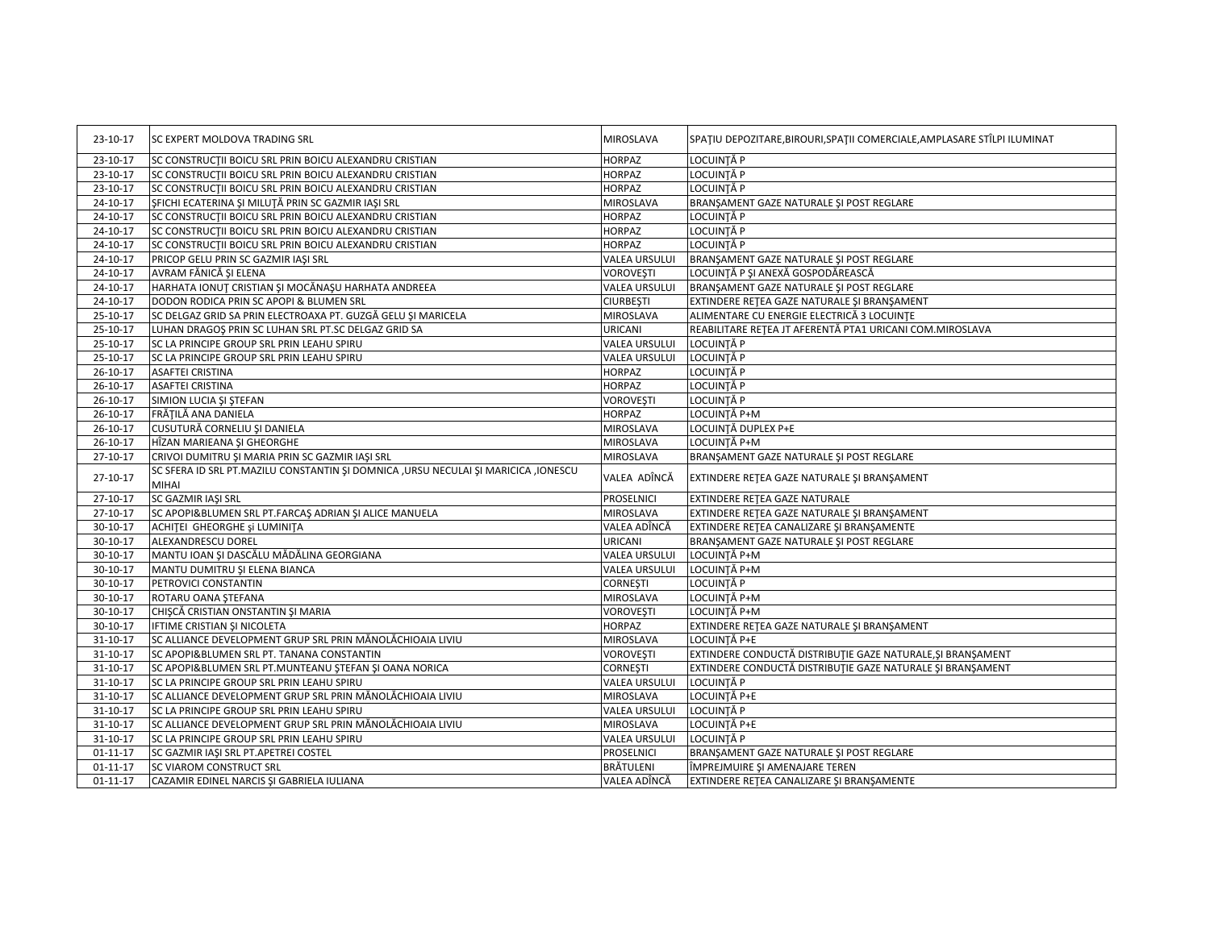| 23-10-17 | SC EXPERT MOLDOVA TRADING SRL | MIROSLAVA | SPAŢIU DEPOZITARE,BIROURI,SPAŢII COMERCIALE,AMPLASARE STÎLPI ILUMINAT |
|---|---|---|---|
| 23-10-17 | SC CONSTRUCŢII BOICU SRL PRIN BOICU ALEXANDRU CRISTIAN | HORPAZ | LOCUINŢĂ P |
| 23-10-17 | SC CONSTRUCŢII BOICU SRL PRIN BOICU ALEXANDRU CRISTIAN | HORPAZ | LOCUINŢĂ P |
| 23-10-17 | SC CONSTRUCŢII BOICU SRL PRIN BOICU ALEXANDRU CRISTIAN | HORPAZ | LOCUINŢĂ P |
| 24-10-17 | ŞFICHI ECATERINA ŞI MILUŢĂ PRIN SC GAZMIR IAŞI SRL | MIROSLAVA | BRANŞAMENT GAZE NATURALE ŞI POST REGLARE |
| 24-10-17 | SC CONSTRUCŢII BOICU SRL PRIN BOICU ALEXANDRU CRISTIAN | HORPAZ | LOCUINŢĂ P |
| 24-10-17 | SC CONSTRUCŢII BOICU SRL PRIN BOICU ALEXANDRU CRISTIAN | HORPAZ | LOCUINŢĂ P |
| 24-10-17 | SC CONSTRUCŢII BOICU SRL PRIN BOICU ALEXANDRU CRISTIAN | HORPAZ | LOCUINŢĂ P |
| 24-10-17 | PRICOP GELU PRIN SC GAZMIR IAŞI SRL | VALEA URSULUI | BRANŞAMENT GAZE NATURALE ŞI POST REGLARE |
| 24-10-17 | AVRAM FĂNICĂ ŞI ELENA | VOROVEŞTI | LOCUINŢĂ P ŞI ANEXĂ GOSPODĂREASCĂ |
| 24-10-17 | HARHATA IONUŢ CRISTIAN ŞI MOCĂNAŞU HARHATA ANDREEA | VALEA URSULUI | BRANŞAMENT GAZE NATURALE ŞI POST REGLARE |
| 24-10-17 | DODON RODICA PRIN SC APOPI & BLUMEN SRL | CIURBEŞTI | EXTINDERE REŢEA GAZE NATURALE ŞI BRANŞAMENT |
| 25-10-17 | SC DELGAZ GRID SA PRIN ELECTROAXA PT. GUZGĂ GELU ŞI MARICELA | MIROSLAVA | ALIMENTARE CU ENERGIE ELECTRICĂ 3 LOCUINŢE |
| 25-10-17 | LUHAN DRAGOŞ PRIN SC LUHAN SRL PT.SC DELGAZ GRID SA | URICANI | REABILITARE REŢEA JT AFERENTĂ PTA1 URICANI COM.MIROSLAVA |
| 25-10-17 | SC LA PRINCIPE GROUP SRL PRIN LEAHU SPIRU | VALEA URSULUI | LOCUINŢĂ P |
| 25-10-17 | SC LA PRINCIPE GROUP SRL PRIN LEAHU SPIRU | VALEA URSULUI | LOCUINŢĂ P |
| 26-10-17 | ASAFTEI CRISTINA | HORPAZ | LOCUINŢĂ P |
| 26-10-17 | ASAFTEI CRISTINA | HORPAZ | LOCUINŢĂ P |
| 26-10-17 | SIMION LUCIA ŞI ŞTEFAN | VOROVEŞTI | LOCUINŢĂ P |
| 26-10-17 | FRĂŢILĂ ANA DANIELA | HORPAZ | LOCUINŢĂ P+M |
| 26-10-17 | CUSUTURĂ CORNELIU ŞI DANIELA | MIROSLAVA | LOCUINŢĂ DUPLEX P+E |
| 26-10-17 | HÎZAN MARIEANA ŞI GHEORGHE | MIROSLAVA | LOCUINŢĂ P+M |
| 27-10-17 | CRIVOI DUMITRU ŞI MARIA PRIN SC GAZMIR IAŞI SRL | MIROSLAVA | BRANŞAMENT GAZE NATURALE ŞI POST REGLARE |
| 27-10-17 | SC SFERA ID SRL PT.MAZILU CONSTANTIN ŞI DOMNICA ,URSU NECULAI ŞI MARICICA ,IONESCU MIHAI | VALEA ADÎNCĂ | EXTINDERE REŢEA GAZE NATURALE ŞI BRANŞAMENT |
| 27-10-17 | SC GAZMIR IAŞI SRL | PROSELNICI | EXTINDERE REŢEA GAZE NATURALE |
| 27-10-17 | SC APOPI&BLUMEN SRL PT.FARCAŞ ADRIAN ŞI ALICE MANUELA | MIROSLAVA | EXTINDERE REŢEA GAZE NATURALE ŞI BRANŞAMENT |
| 30-10-17 | ACHIŢEI GHEORGHE şi LUMINIŢA | VALEA ADÎNCĂ | EXTINDERE REŢEA CANALIZARE ŞI BRANŞAMENTE |
| 30-10-17 | ALEXANDRESCU DOREL | URICANI | BRANŞAMENT GAZE NATURALE ŞI POST REGLARE |
| 30-10-17 | MANTU IOAN ŞI DASCĂLU MĂDĂLINA GEORGIANA | VALEA URSULUI | LOCUINŢĂ P+M |
| 30-10-17 | MANTU DUMITRU ŞI ELENA BIANCA | VALEA URSULUI | LOCUINŢĂ P+M |
| 30-10-17 | PETROVICI CONSTANTIN | CORNEŞTI | LOCUINŢĂ P |
| 30-10-17 | ROTARU OANA ŞTEFANA | MIROSLAVA | LOCUINŢĂ P+M |
| 30-10-17 | CHIŞCĂ CRISTIAN ONSTANTIN ŞI MARIA | VOROVEŞTI | LOCUINŢĂ P+M |
| 30-10-17 | IFTIME CRISTIAN ŞI NICOLETA | HORPAZ | EXTINDERE REŢEA GAZE NATURALE ŞI BRANŞAMENT |
| 31-10-17 | SC ALLIANCE DEVELOPMENT GRUP SRL PRIN MĂNOLĂCHIOAIA LIVIU | MIROSLAVA | LOCUINŢĂ P+E |
| 31-10-17 | SC APOPI&BLUMEN SRL PT. TANANA CONSTANTIN | VOROVEŞTI | EXTINDERE CONDUCTĂ DISTRIBUŢIE GAZE NATURALE,ŞI BRANŞAMENT |
| 31-10-17 | SC APOPI&BLUMEN SRL PT.MUNTEANU ŞTEFAN ŞI OANA NORICA | CORNEŞTI | EXTINDERE CONDUCTĂ DISTRIBUŢIE GAZE NATURALE ŞI BRANŞAMENT |
| 31-10-17 | SC LA PRINCIPE GROUP SRL PRIN LEAHU SPIRU | VALEA URSULUI | LOCUINŢĂ P |
| 31-10-17 | SC ALLIANCE DEVELOPMENT GRUP SRL PRIN MĂNOLĂCHIOAIA LIVIU | MIROSLAVA | LOCUINŢĂ P+E |
| 31-10-17 | SC LA PRINCIPE GROUP SRL PRIN LEAHU SPIRU | VALEA URSULUI | LOCUINŢĂ P |
| 31-10-17 | SC ALLIANCE DEVELOPMENT GRUP SRL PRIN MĂNOLĂCHIOAIA LIVIU | MIROSLAVA | LOCUINŢĂ P+E |
| 31-10-17 | SC LA PRINCIPE GROUP SRL PRIN LEAHU SPIRU | VALEA URSULUI | LOCUINŢĂ P |
| 01-11-17 | SC GAZMIR IAŞI SRL PT.APETREI COSTEL | PROSELNICI | BRANŞAMENT GAZE NATURALE ŞI POST REGLARE |
| 01-11-17 | SC VIAROM CONSTRUCT SRL | BRĂTULENI | ÎMPREJMUIRE ŞI AMENAJARE TEREN |
| 01-11-17 | CAZAMIR EDINEL NARCIS ŞI GABRIELA IULIANA | VALEA ADÎNCĂ | EXTINDERE REŢEA CANALIZARE ŞI BRANŞAMENTE |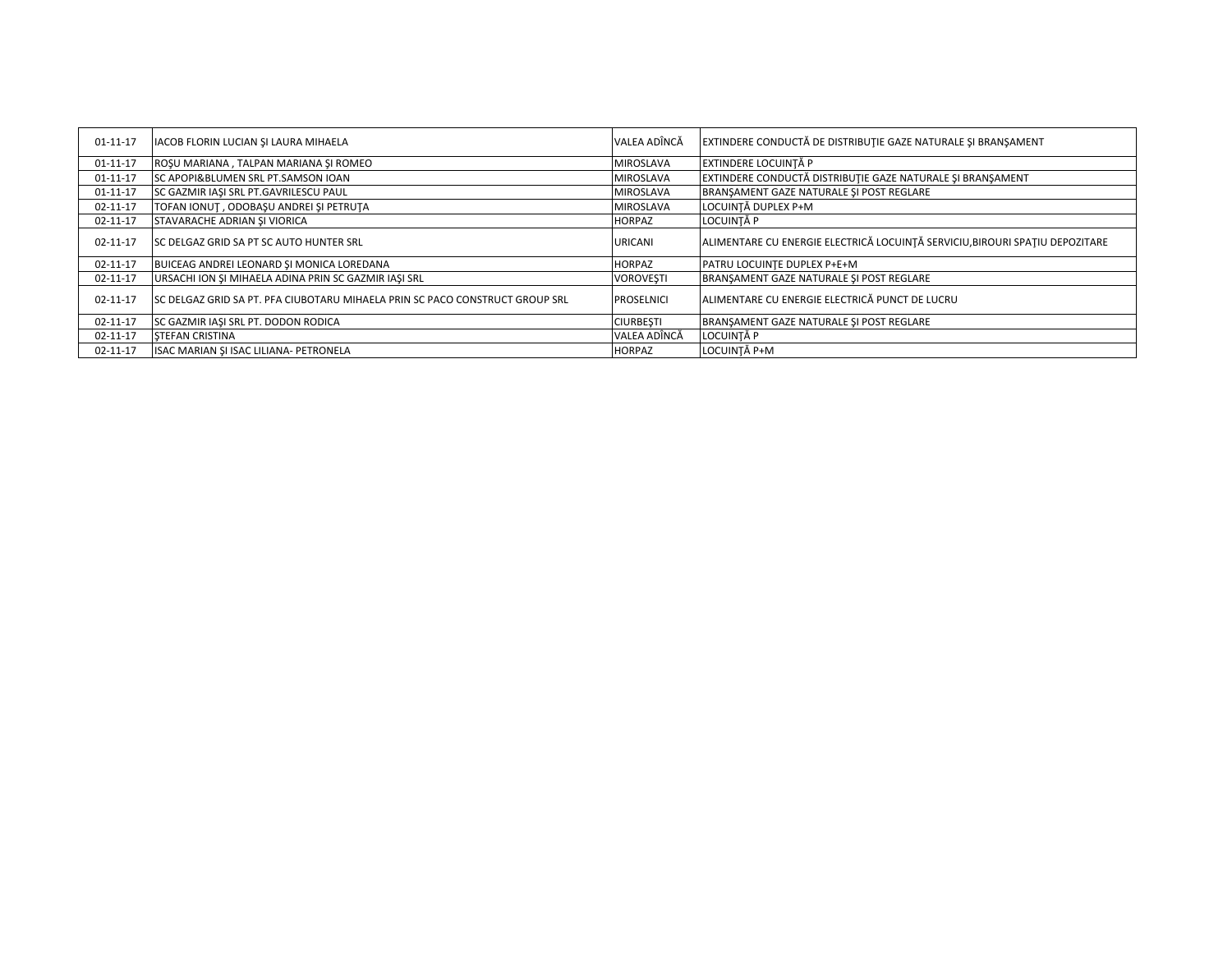| | | | |
|---|---|---|---|
| 01-11-17 | IACOB FLORIN LUCIAN ŞI LAURA MIHAELA | VALEA ADÎNCĂ | EXTINDERE CONDUCTĂ DE DISTRIBUŢIE GAZE NATURALE ŞI BRANŞAMENT |
| 01-11-17 | ROŞU MARIANA , TALPAN MARIANA ŞI ROMEO | MIROSLAVA | EXTINDERE LOCUINŢĂ P |
| 01-11-17 | SC APOPI&BLUMEN SRL PT.SAMSON IOAN | MIROSLAVA | EXTINDERE CONDUCTĂ DISTRIBUŢIE GAZE NATURALE ŞI BRANŞAMENT |
| 01-11-17 | SC GAZMIR IAŞI SRL PT.GAVRILESCU PAUL | MIROSLAVA | BRANŞAMENT GAZE NATURALE ŞI POST REGLARE |
| 02-11-17 | TOFAN IONUŢ , ODOBAŞU ANDREI ŞI PETRUŢA | MIROSLAVA | LOCUINŢĂ DUPLEX P+M |
| 02-11-17 | STAVARACHE ADRIAN ŞI VIORICA | HORPAZ | LOCUINŢĂ P |
| 02-11-17 | SC DELGAZ GRID SA PT SC AUTO HUNTER SRL | URICANI | ALIMENTARE CU ENERGIE ELECTRICĂ LOCUINŢĂ SERVICIU,BIROURI SPAŢIU DEPOZITARE |
| 02-11-17 | BUICEAG ANDREI LEONARD ŞI MONICA LOREDANA | HORPAZ | PATRU LOCUINŢE DUPLEX P+E+M |
| 02-11-17 | URSACHI ION ŞI MIHAELA ADINA PRIN SC GAZMIR IAŞI SRL | VOROVEŞTI | BRANŞAMENT GAZE NATURALE ŞI POST REGLARE |
| 02-11-17 | SC DELGAZ GRID SA PT. PFA CIUBOTARU MIHAELA PRIN SC PACO CONSTRUCT GROUP SRL | PROSELNICI | ALIMENTARE CU ENERGIE ELECTRICĂ PUNCT DE LUCRU |
| 02-11-17 | SC GAZMIR IAŞI SRL PT. DODON RODICA | CIURBEŞTI | BRANŞAMENT GAZE NATURALE ŞI POST REGLARE |
| 02-11-17 | ŞTEFAN CRISTINA | VALEA ADÎNCĂ | LOCUINŢĂ P |
| 02-11-17 | ISAC MARIAN ŞI ISAC LILIANA- PETRONELA | HORPAZ | LOCUINŢĂ P+M |